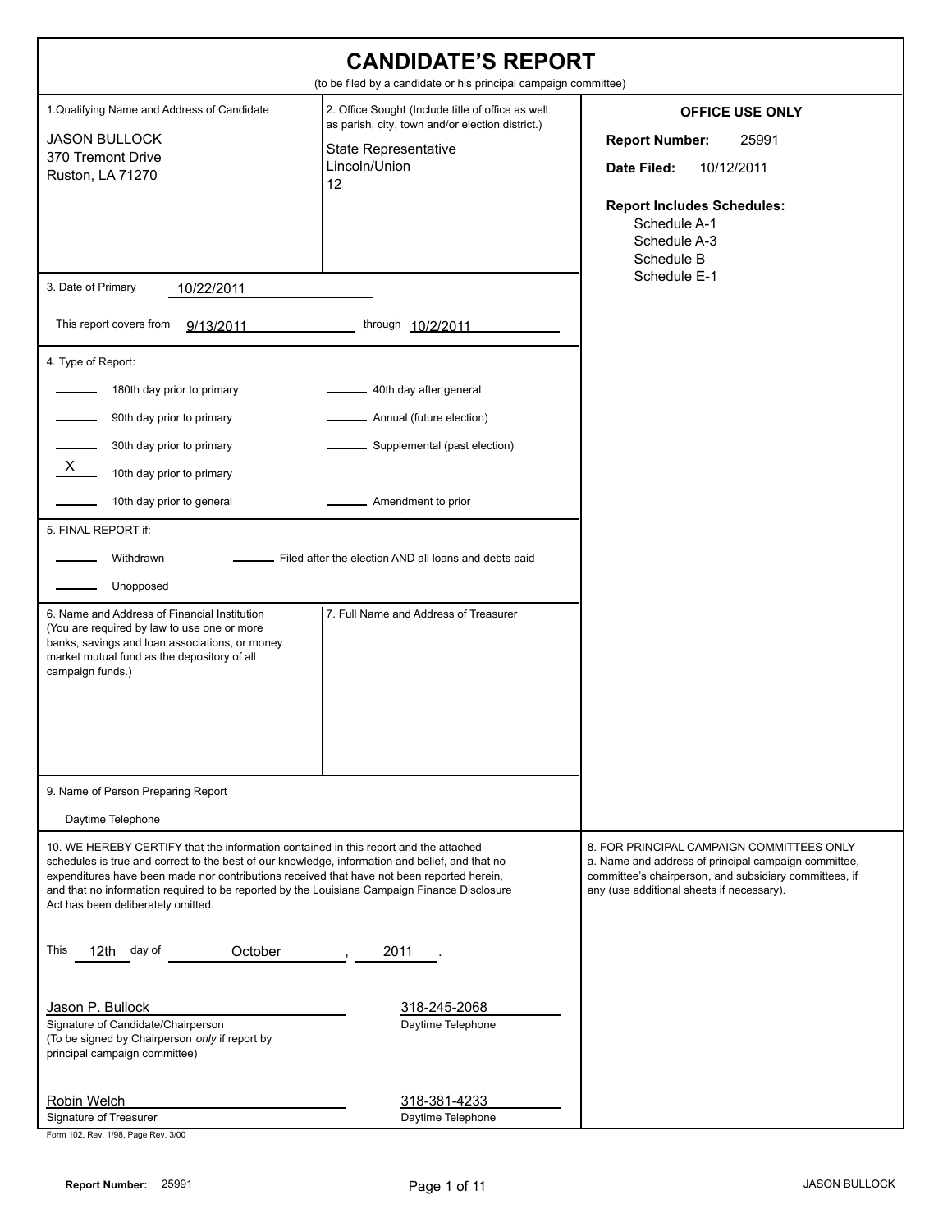# CANDIDATE'S REPORT

(to be filed by a candidate or his principal campaign committee)

**1. Qualifying Name and Address of Candidate**

JASON BULLOCK
370 Tremont Drive
Ruston, LA 71270

**2. Office Sought** (Include title of office as well as parish, city, town and/or election district.)

State Representative
Lincoln/Union
12

**OFFICE USE ONLY**

**Report Number:** 25991

**Date Filed:** 10/12/2011

**Report Includes Schedules:**

- Schedule A-1
- Schedule A-3
- Schedule B
- Schedule E-1

**3. Date of Primary** 10/22/2011

This report covers from 9/13/2011 through 10/2/2011

**4. Type of Report:**

| | | | |
|---|---|---|---|
| ___ | 180th day prior to primary | ___ | 40th day after general |
| ___ | 90th day prior to primary | ___ | Annual (future election) |
| ___ | 30th day prior to primary | ___ | Supplemental (past election) |
| X | 10th day prior to primary | | |
| ___ | 10th day prior to general | ___ | Amendment to prior |

**5. FINAL REPORT if:**

___ Withdrawn ___ Filed after the election AND all loans and debts paid

___ Unopposed

**6. Name and Address of Financial Institution** (You are required by law to use one or more banks, savings and loan associations, or money market mutual fund as the depository of all campaign funds.)

**7. Full Name and Address of Treasurer**

**9. Name of Person Preparing Report**

Daytime Telephone

**10. WE HEREBY CERTIFY** that the information contained in this report and the attached schedules is true and correct to the best of our knowledge, information and belief, and that no expenditures have been made nor contributions received that have not been reported herein, and that no information required to be reported by the Louisiana Campaign Finance Disclosure Act has been deliberately omitted.

This 12th day of October, 2011.

Jason P. Bullock — 318-245-2068
Signature of Candidate/Chairperson — Daytime Telephone
(To be signed by Chairperson *only* if report by principal campaign committee)

Robin Welch — 318-381-4233
Signature of Treasurer — Daytime Telephone

**8. FOR PRINCIPAL CAMPAIGN COMMITTEES ONLY**
a. Name and address of principal campaign committee, committee's chairperson, and subsidiary committees, if any (use additional sheets if necessary).

Form 102, Rev. 1/98, Page Rev. 3/00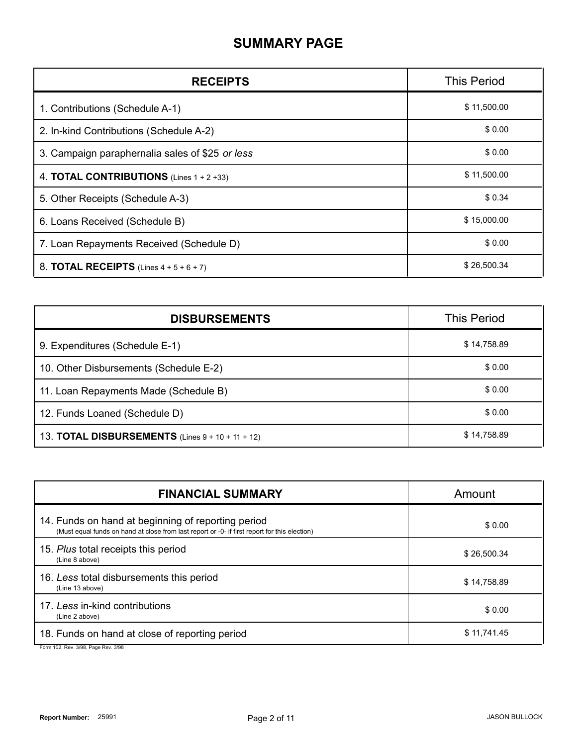# SUMMARY PAGE

| RECEIPTS | This Period |
|---|---|
| 1. Contributions (Schedule A-1) | $ 11,500.00 |
| 2. In-kind Contributions (Schedule A-2) | $ 0.00 |
| 3. Campaign paraphernalia sales of $25 *or less* | $ 0.00 |
| 4. **TOTAL CONTRIBUTIONS** (Lines 1 + 2 +33) | $ 11,500.00 |
| 5. Other Receipts (Schedule A-3) | $ 0.34 |
| 6. Loans Received (Schedule B) | $ 15,000.00 |
| 7. Loan Repayments Received (Schedule D) | $ 0.00 |
| 8. **TOTAL RECEIPTS** (Lines 4 + 5 + 6 + 7) | $ 26,500.34 |

| DISBURSEMENTS | This Period |
|---|---|
| 9. Expenditures (Schedule E-1) | $ 14,758.89 |
| 10. Other Disbursements (Schedule E-2) | $ 0.00 |
| 11. Loan Repayments Made (Schedule B) | $ 0.00 |
| 12. Funds Loaned (Schedule D) | $ 0.00 |
| 13. **TOTAL DISBURSEMENTS** (Lines 9 + 10 + 11 + 12) | $ 14,758.89 |

| FINANCIAL SUMMARY | Amount |
|---|---|
| 14. Funds on hand at beginning of reporting period (Must equal funds on hand at close from last report or -0- if first report for this election) | $ 0.00 |
| 15. *Plus* total receipts this period (Line 8 above) | $ 26,500.34 |
| 16. *Less* total disbursements this period (Line 13 above) | $ 14,758.89 |
| 17. *Less* in-kind contributions (Line 2 above) | $ 0.00 |
| 18. Funds on hand at close of reporting period | $ 11,741.45 |

Form 102, Rev. 3/98, Page Rev. 3/98

**Report Number:** 25991

JASON BULLOCK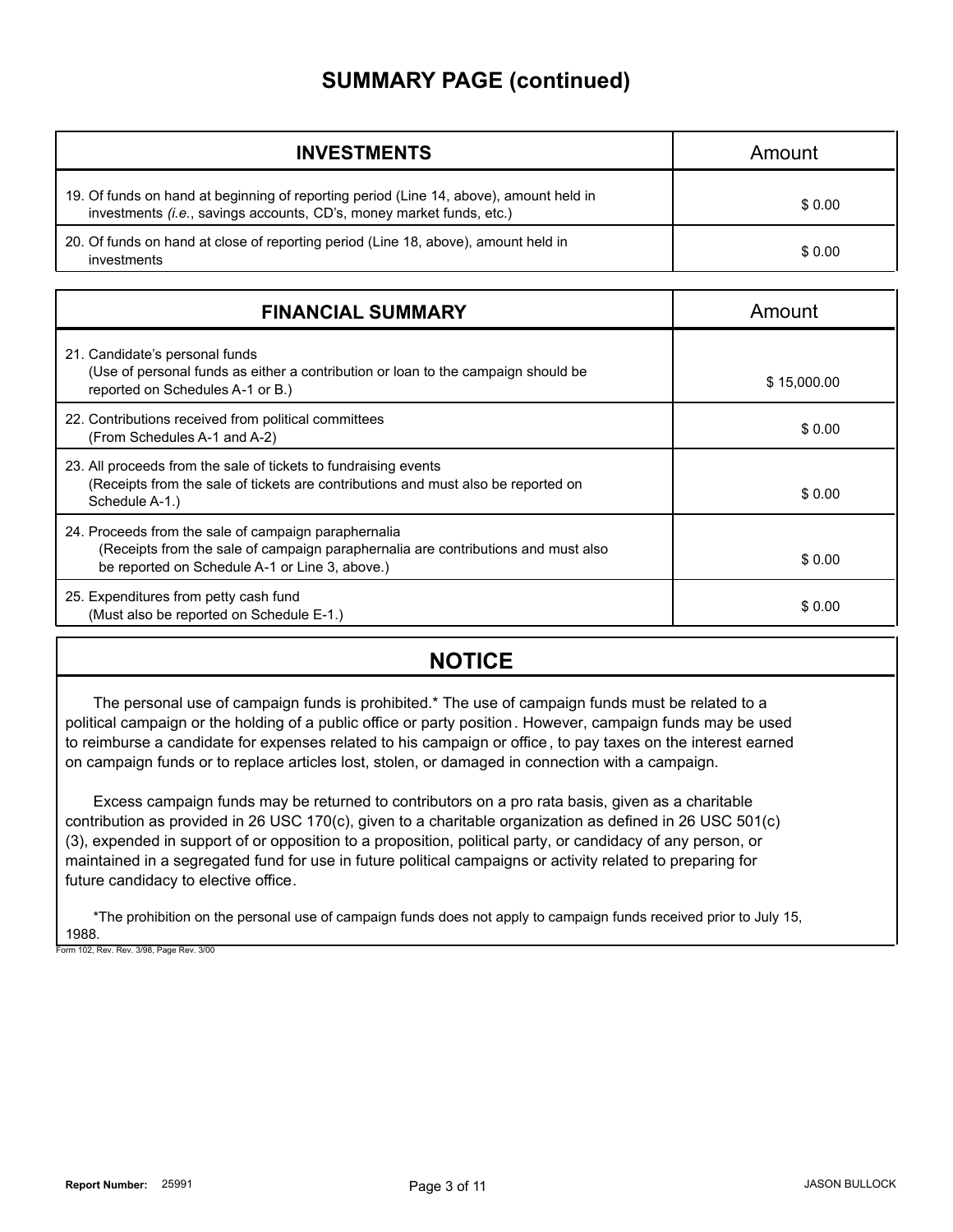# SUMMARY PAGE (continued)

| INVESTMENTS | Amount |
|---|---|
| 19. Of funds on hand at beginning of reporting period (Line 14, above), amount held in investments (*i.e.*, savings accounts, CD's, money market funds, etc.) | $ 0.00 |
| 20. Of funds on hand at close of reporting period (Line 18, above), amount held in investments | $ 0.00 |

| FINANCIAL SUMMARY | Amount |
|---|---|
| 21. Candidate's personal funds (Use of personal funds as either a contribution or loan to the campaign should be reported on Schedules A-1 or B.) | $ 15,000.00 |
| 22. Contributions received from political committees (From Schedules A-1 and A-2) | $ 0.00 |
| 23. All proceeds from the sale of tickets to fundraising events (Receipts from the sale of tickets are contributions and must also be reported on Schedule A-1.) | $ 0.00 |
| 24. Proceeds from the sale of campaign paraphernalia (Receipts from the sale of campaign paraphernalia are contributions and must also be reported on Schedule A-1 or Line 3, above.) | $ 0.00 |
| 25. Expenditures from petty cash fund (Must also be reported on Schedule E-1.) | $ 0.00 |

## NOTICE

The personal use of campaign funds is prohibited.* The use of campaign funds must be related to a political campaign or the holding of a public office or party position. However, campaign funds may be used to reimburse a candidate for expenses related to his campaign or office, to pay taxes on the interest earned on campaign funds or to replace articles lost, stolen, or damaged in connection with a campaign.

Excess campaign funds may be returned to contributors on a pro rata basis, given as a charitable contribution as provided in 26 USC 170(c), given to a charitable organization as defined in 26 USC 501(c)(3), expended in support of or opposition to a proposition, political party, or candidacy of any person, or maintained in a segregated fund for use in future political campaigns or activity related to preparing for future candidacy to elective office.

*The prohibition on the personal use of campaign funds does not apply to campaign funds received prior to July 15, 1988.

Form 102, Rev. Rev. 3/98, Page Rev. 3/00

Report Number: 25991

JASON BULLOCK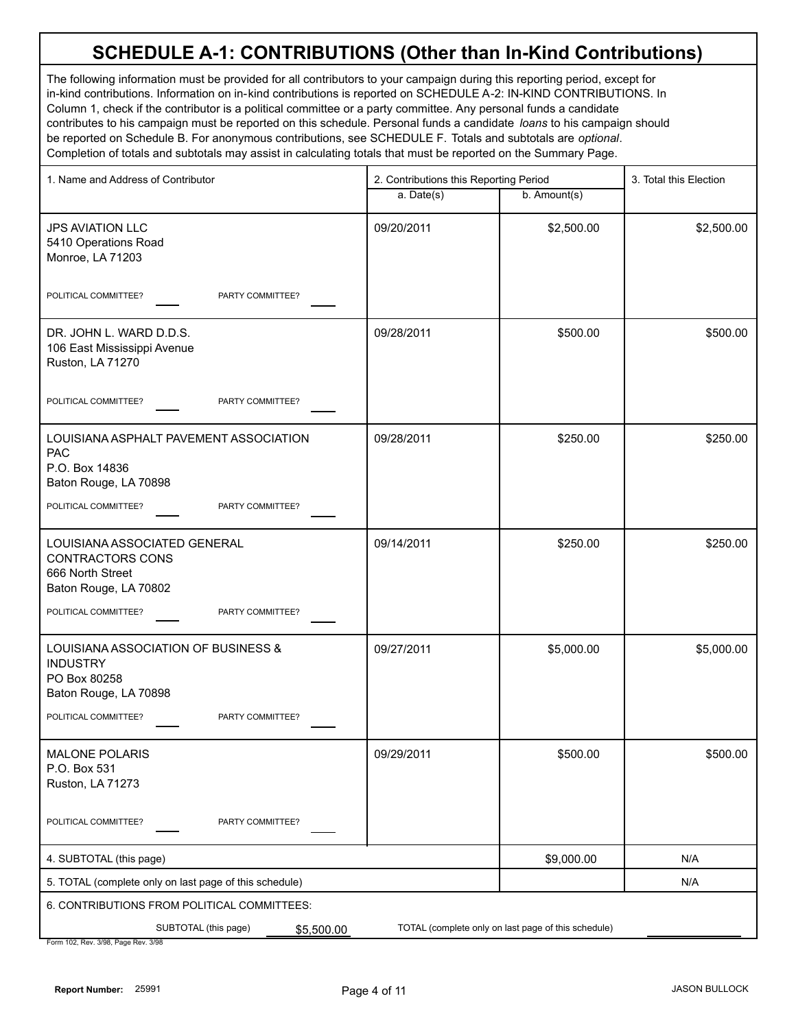# SCHEDULE A-1: CONTRIBUTIONS (Other than In-Kind Contributions)

The following information must be provided for all contributors to your campaign during this reporting period, except for in-kind contributions. Information on in-kind contributions is reported on SCHEDULE A-2: IN-KIND CONTRIBUTIONS. In Column 1, check if the contributor is a political committee or a party committee. Any personal funds a candidate contributes to his campaign must be reported on this schedule. Personal funds a candidate *loans* to his campaign should be reported on Schedule B. For anonymous contributions, see SCHEDULE F. Totals and subtotals are *optional*. Completion of totals and subtotals may assist in calculating totals that must be reported on the Summary Page.

| 1. Name and Address of Contributor | 2. Contributions this Reporting Period | | 3. Total this Election |
|---|---|---|---|
| | a. Date(s) | b. Amount(s) | |
| JPS AVIATION LLC<br>5410 Operations Road<br>Monroe, LA 71203<br>POLITICAL COMMITTEE? ____ PARTY COMMITTEE? ____ | 09/20/2011 | $2,500.00 | $2,500.00 |
| DR. JOHN L. WARD D.D.S.<br>106 East Mississippi Avenue<br>Ruston, LA 71270<br>POLITICAL COMMITTEE? ____ PARTY COMMITTEE? ____ | 09/28/2011 | $500.00 | $500.00 |
| LOUISIANA ASPHALT PAVEMENT ASSOCIATION PAC<br>P.O. Box 14836<br>Baton Rouge, LA 70898<br>POLITICAL COMMITTEE? ____ PARTY COMMITTEE? ____ | 09/28/2011 | $250.00 | $250.00 |
| LOUISIANA ASSOCIATED GENERAL CONTRACTORS CONS<br>666 North Street<br>Baton Rouge, LA 70802<br>POLITICAL COMMITTEE? ____ PARTY COMMITTEE? ____ | 09/14/2011 | $250.00 | $250.00 |
| LOUISIANA ASSOCIATION OF BUSINESS & INDUSTRY<br>PO Box 80258<br>Baton Rouge, LA 70898<br>POLITICAL COMMITTEE? ____ PARTY COMMITTEE? ____ | 09/27/2011 | $5,000.00 | $5,000.00 |
| MALONE POLARIS<br>P.O. Box 531<br>Ruston, LA 71273<br>POLITICAL COMMITTEE? ____ PARTY COMMITTEE? ____ | 09/29/2011 | $500.00 | $500.00 |
| 4. SUBTOTAL (this page) | | $9,000.00 | N/A |
| 5. TOTAL (complete only on last page of this schedule) | | | N/A |

6. CONTRIBUTIONS FROM POLITICAL COMMITTEES:

SUBTOTAL (this page) $5,500.00 TOTAL (complete only on last page of this schedule) ________

Form 102, Rev. 3/98, Page Rev. 3/98

Report Number: 25991 JASON BULLOCK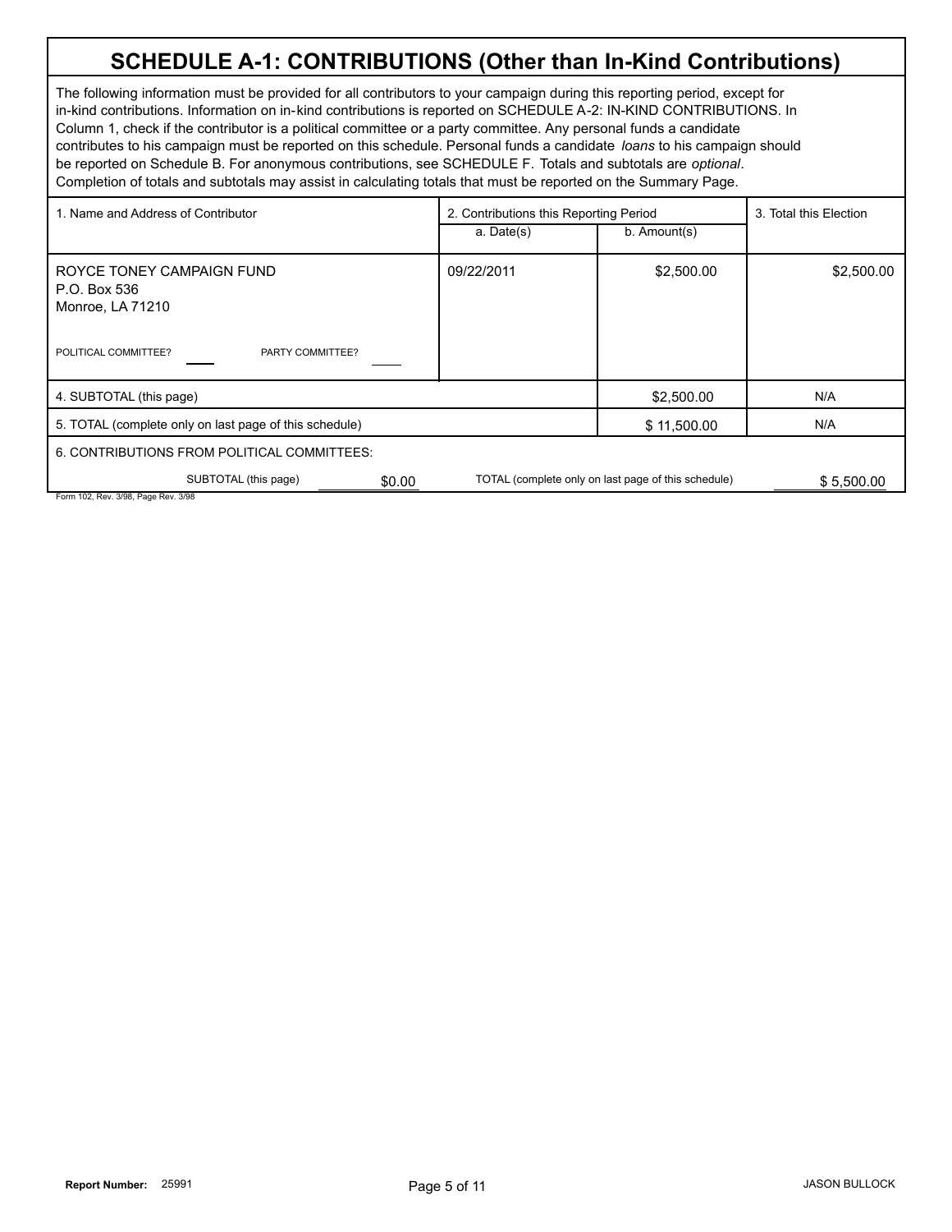# SCHEDULE A-1: CONTRIBUTIONS (Other than In-Kind Contributions)

The following information must be provided for all contributors to your campaign during this reporting period, except for in-kind contributions. Information on in-kind contributions is reported on SCHEDULE A-2: IN-KIND CONTRIBUTIONS. In Column 1, check if the contributor is a political committee or a party committee. Any personal funds a candidate contributes to his campaign must be reported on this schedule. Personal funds a candidate *loans* to his campaign should be reported on Schedule B. For anonymous contributions, see SCHEDULE F. Totals and subtotals are *optional*. Completion of totals and subtotals may assist in calculating totals that must be reported on the Summary Page.

| 1. Name and Address of Contributor | 2. Contributions this Reporting Period | | 3. Total this Election |
|---|---|---|---|
| | a. Date(s) | b. Amount(s) | |
| ROYCE TONEY CAMPAIGN FUND<br>P.O. Box 536<br>Monroe, LA 71210<br><br>POLITICAL COMMITTEE? ____ PARTY COMMITTEE? ____ | 09/22/2011 | $2,500.00 | $2,500.00 |
| 4. SUBTOTAL (this page) | | $2,500.00 | N/A |
| 5. TOTAL (complete only on last page of this schedule) | | $ 11,500.00 | N/A |

6. CONTRIBUTIONS FROM POLITICAL COMMITTEES:

SUBTOTAL (this page) $0.00 TOTAL (complete only on last page of this schedule) $ 5,500.00

Form 102, Rev. 3/98, Page Rev. 3/98

Report Number: 25991

JASON BULLOCK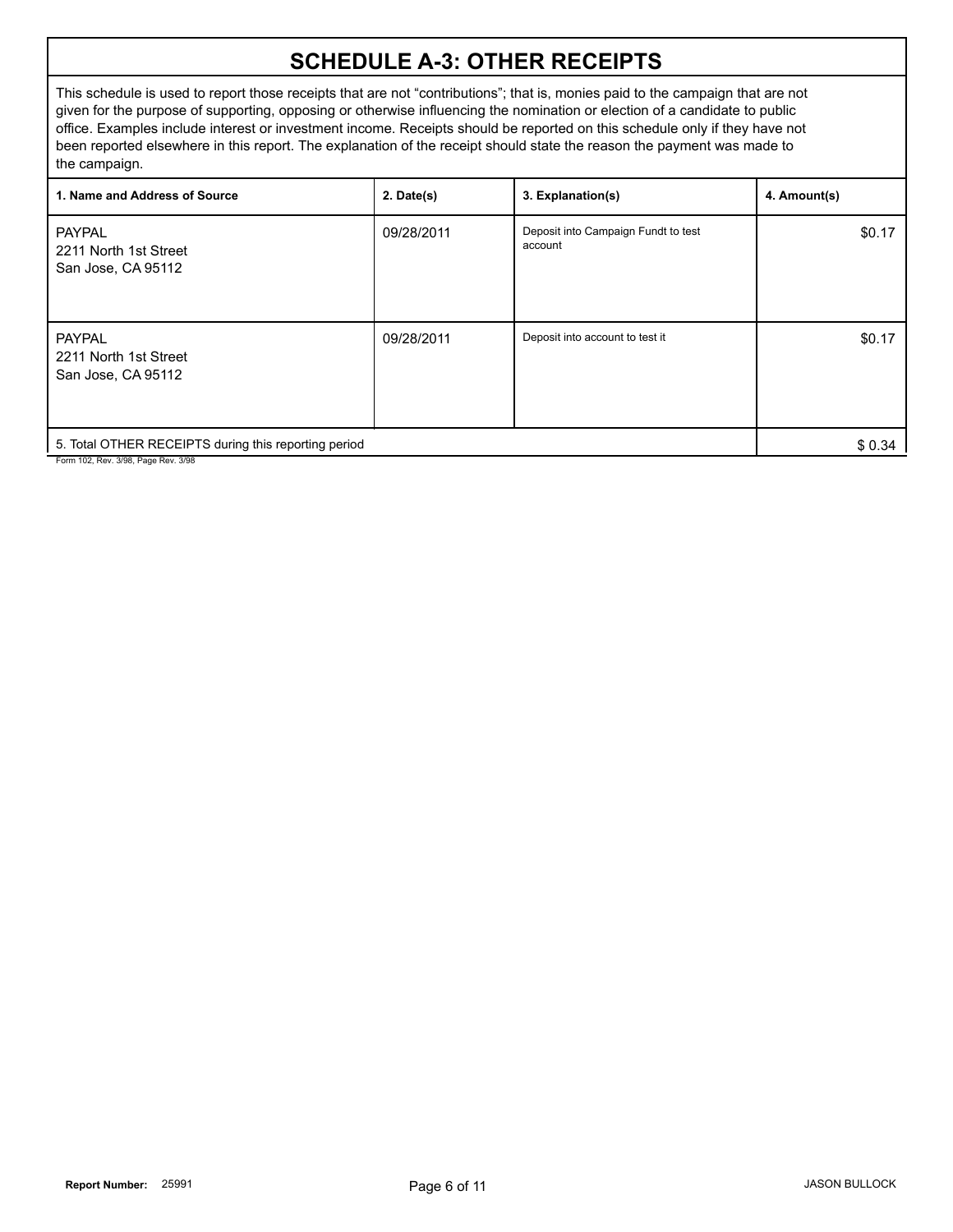# SCHEDULE A-3: OTHER RECEIPTS

This schedule is used to report those receipts that are not "contributions"; that is, monies paid to the campaign that are not given for the purpose of supporting, opposing or otherwise influencing the nomination or election of a candidate to public office. Examples include interest or investment income. Receipts should be reported on this schedule only if they have not been reported elsewhere in this report. The explanation of the receipt should state the reason the payment was made to the campaign.

| 1. Name and Address of Source | 2. Date(s) | 3. Explanation(s) | 4. Amount(s) |
|---|---|---|---|
| PAYPAL<br>2211 North 1st Street<br>San Jose, CA 95112 | 09/28/2011 | Deposit into Campaign Fundt to test account | $0.17 |
| PAYPAL<br>2211 North 1st Street<br>San Jose, CA 95112 | 09/28/2011 | Deposit into account to test it | $0.17 |
| 5. Total OTHER RECEIPTS during this reporting period | | | $ 0.34 |

Form 102, Rev. 3/98, Page Rev. 3/98

**Report Number:** 25991

JASON BULLOCK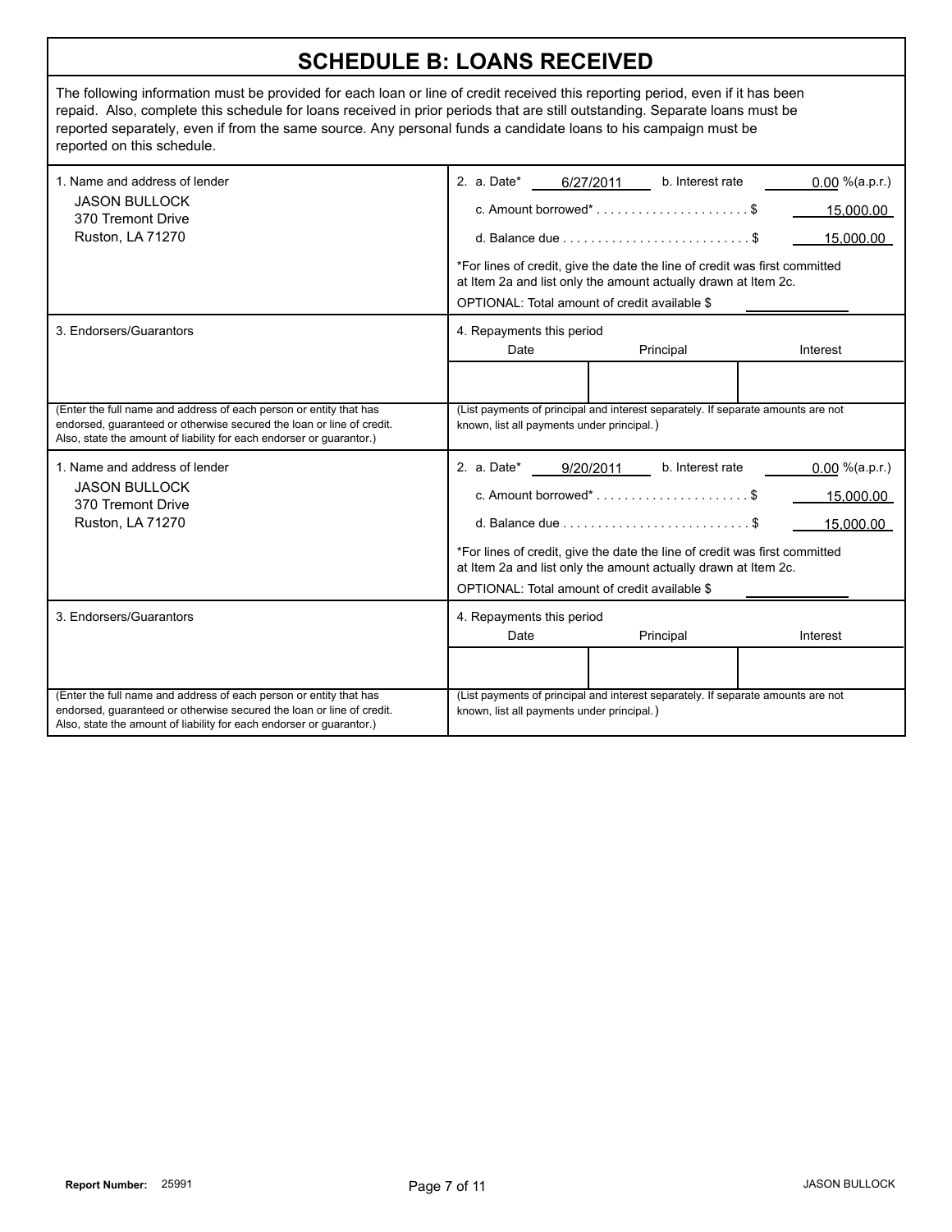# SCHEDULE B: LOANS RECEIVED

The following information must be provided for each loan or line of credit received this reporting period, even if it has been repaid. Also, complete this schedule for loans received in prior periods that are still outstanding. Separate loans must be reported separately, even if from the same source. Any personal funds a candidate loans to his campaign must be reported on this schedule.

| 1. Name and address of lender | 2. Loan details |
|---|---|
| JASON BULLOCK<br>370 Tremont Drive<br>Ruston, LA 71270 | a. Date* 6/27/2011 &nbsp;&nbsp; b. Interest rate 0.00 %(a.p.r.)<br>c. Amount borrowed* . . . . . . . . . . . . . . . . . . . . . . $ 15,000.00<br>d. Balance due . . . . . . . . . . . . . . . . . . . . . . . . . . . $ 15,000.00<br>*For lines of credit, give the date the line of credit was first committed at Item 2a and list only the amount actually drawn at Item 2c.<br>OPTIONAL: Total amount of credit available $ |

| 3. Endorsers/Guarantors | 4. Repayments this period — Date | Principal | Interest |
|---|---|---|---|
| | | | |
| (Enter the full name and address of each person or entity that has endorsed, guaranteed or otherwise secured the loan or line of credit. Also, state the amount of liability for each endorser or guarantor.) | (List payments of principal and interest separately. If separate amounts are not known, list all payments under principal.) | | |

| 1. Name and address of lender | 2. Loan details |
|---|---|
| JASON BULLOCK<br>370 Tremont Drive<br>Ruston, LA 71270 | a. Date* 9/20/2011 &nbsp;&nbsp; b. Interest rate 0.00 %(a.p.r.)<br>c. Amount borrowed* . . . . . . . . . . . . . . . . . . . . . . $ 15,000.00<br>d. Balance due . . . . . . . . . . . . . . . . . . . . . . . . . . . $ 15,000.00<br>*For lines of credit, give the date the line of credit was first committed at Item 2a and list only the amount actually drawn at Item 2c.<br>OPTIONAL: Total amount of credit available $ |

| 3. Endorsers/Guarantors | 4. Repayments this period — Date | Principal | Interest |
|---|---|---|---|
| | | | |
| (Enter the full name and address of each person or entity that has endorsed, guaranteed or otherwise secured the loan or line of credit. Also, state the amount of liability for each endorser or guarantor.) | (List payments of principal and interest separately. If separate amounts are not known, list all payments under principal.) | | |

Report Number: 25991 &nbsp;&nbsp;&nbsp; JASON BULLOCK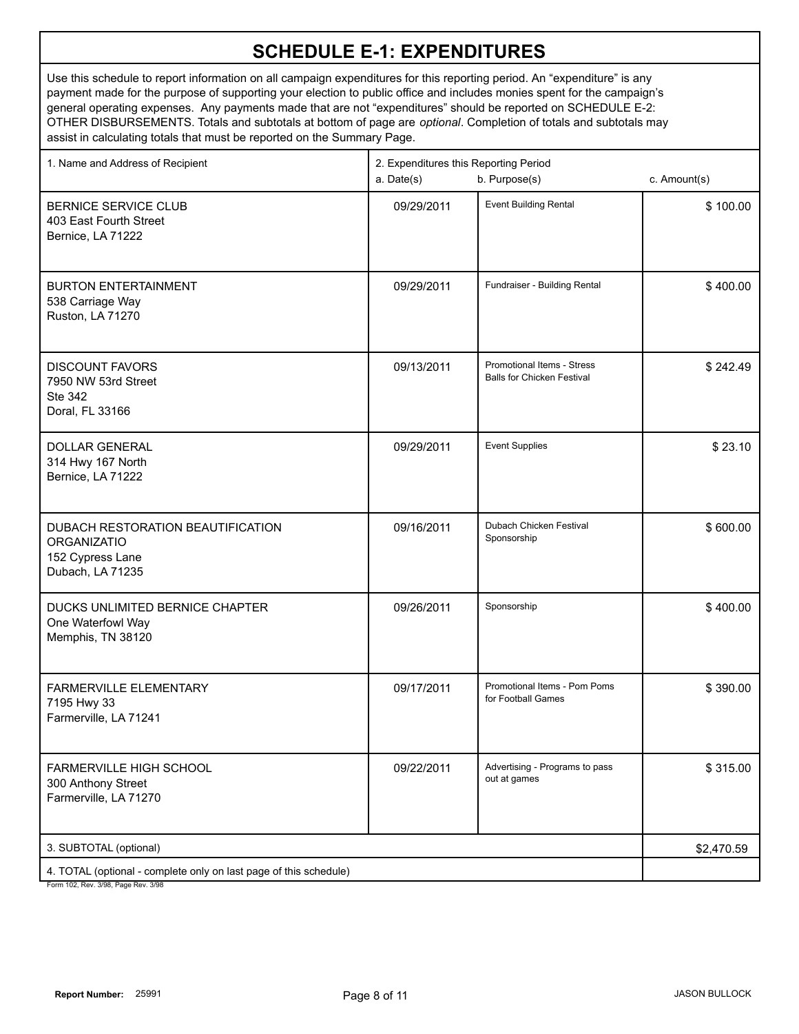# SCHEDULE E-1: EXPENDITURES

Use this schedule to report information on all campaign expenditures for this reporting period. An "expenditure" is any payment made for the purpose of supporting your election to public office and includes monies spent for the campaign's general operating expenses. Any payments made that are not "expenditures" should be reported on SCHEDULE E-2: OTHER DISBURSEMENTS. Totals and subtotals at bottom of page are *optional*. Completion of totals and subtotals may assist in calculating totals that must be reported on the Summary Page.

| 1. Name and Address of Recipient | 2. Expenditures this Reporting Period a. Date(s) | b. Purpose(s) | c. Amount(s) |
|---|---|---|---|
| BERNICE SERVICE CLUB<br>403 East Fourth Street<br>Bernice, LA 71222 | 09/29/2011 | Event Building Rental | $ 100.00 |
| BURTON ENTERTAINMENT<br>538 Carriage Way<br>Ruston, LA 71270 | 09/29/2011 | Fundraiser - Building Rental | $ 400.00 |
| DISCOUNT FAVORS<br>7950 NW 53rd Street<br>Ste 342<br>Doral, FL 33166 | 09/13/2011 | Promotional Items - Stress Balls for Chicken Festival | $ 242.49 |
| DOLLAR GENERAL<br>314 Hwy 167 North<br>Bernice, LA 71222 | 09/29/2011 | Event Supplies | $ 23.10 |
| DUBACH RESTORATION BEAUTIFICATION ORGANIZATIO<br>152 Cypress Lane<br>Dubach, LA 71235 | 09/16/2011 | Dubach Chicken Festival Sponsorship | $ 600.00 |
| DUCKS UNLIMITED BERNICE CHAPTER<br>One Waterfowl Way<br>Memphis, TN 38120 | 09/26/2011 | Sponsorship | $ 400.00 |
| FARMERVILLE ELEMENTARY<br>7195 Hwy 33<br>Farmerville, LA 71241 | 09/17/2011 | Promotional Items - Pom Poms for Football Games | $ 390.00 |
| FARMERVILLE HIGH SCHOOL<br>300 Anthony Street<br>Farmerville, LA 71270 | 09/22/2011 | Advertising - Programs to pass out at games | $ 315.00 |
| 3. SUBTOTAL (optional) | | | $2,470.59 |
| 4. TOTAL (optional - complete only on last page of this schedule) | | | |

Form 102, Rev. 3/98, Page Rev. 3/98

**Report Number:** 25991

JASON BULLOCK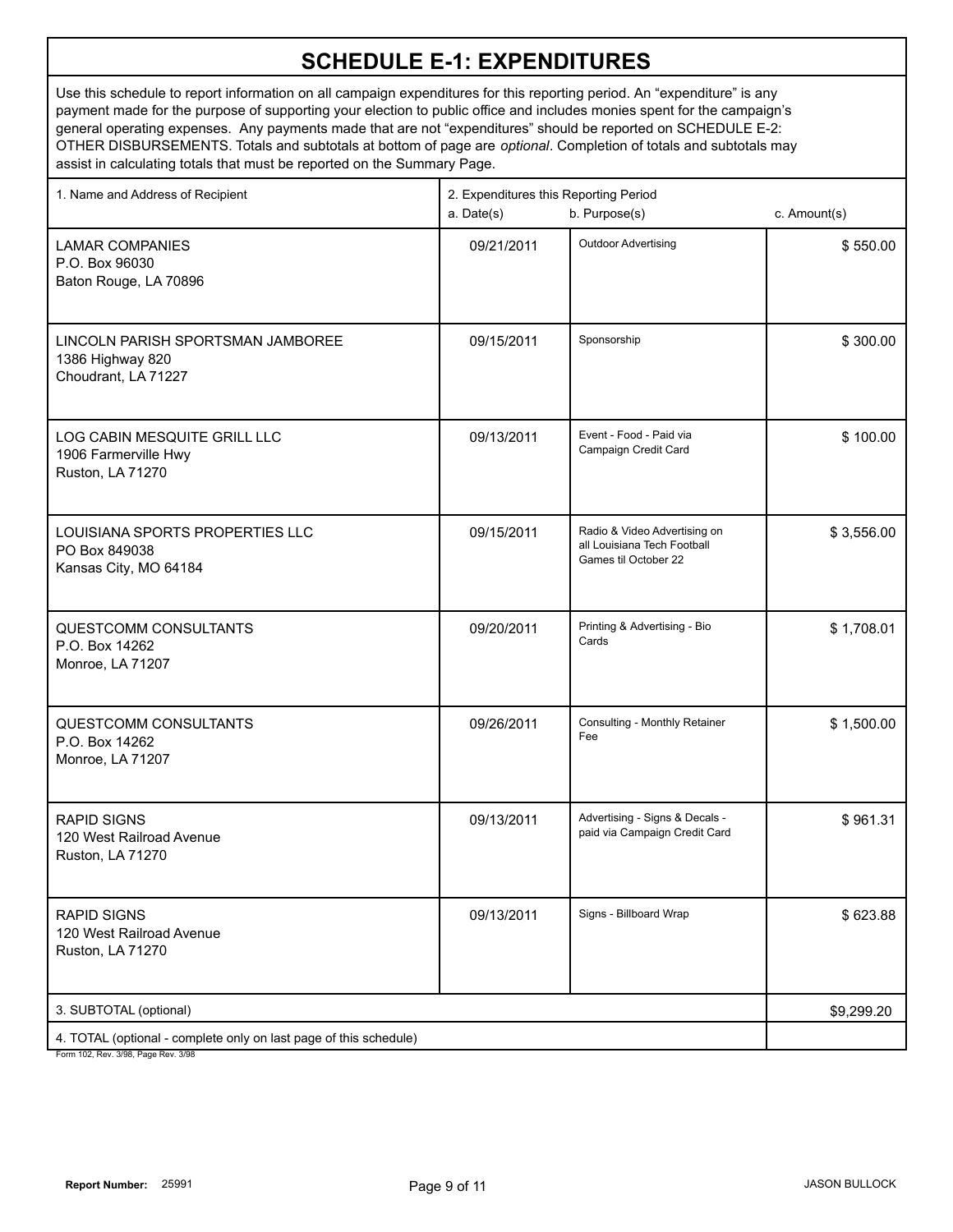# SCHEDULE E-1: EXPENDITURES

Use this schedule to report information on all campaign expenditures for this reporting period. An "expenditure" is any payment made for the purpose of supporting your election to public office and includes monies spent for the campaign's general operating expenses. Any payments made that are not "expenditures" should be reported on SCHEDULE E-2: OTHER DISBURSEMENTS. Totals and subtotals at bottom of page are *optional*. Completion of totals and subtotals may assist in calculating totals that must be reported on the Summary Page.

| 1. Name and Address of Recipient | 2. Expenditures this Reporting Period a. Date(s) | b. Purpose(s) | c. Amount(s) |
|---|---|---|---|
| LAMAR COMPANIES<br>P.O. Box 96030<br>Baton Rouge, LA 70896 | 09/21/2011 | Outdoor Advertising | $ 550.00 |
| LINCOLN PARISH SPORTSMAN JAMBOREE<br>1386 Highway 820<br>Choudrant, LA 71227 | 09/15/2011 | Sponsorship | $ 300.00 |
| LOG CABIN MESQUITE GRILL LLC<br>1906 Farmerville Hwy<br>Ruston, LA 71270 | 09/13/2011 | Event - Food - Paid via Campaign Credit Card | $ 100.00 |
| LOUISIANA SPORTS PROPERTIES LLC<br>PO Box 849038<br>Kansas City, MO 64184 | 09/15/2011 | Radio & Video Advertising on all Louisiana Tech Football Games til October 22 | $ 3,556.00 |
| QUESTCOMM CONSULTANTS<br>P.O. Box 14262<br>Monroe, LA 71207 | 09/20/2011 | Printing & Advertising - Bio Cards | $ 1,708.01 |
| QUESTCOMM CONSULTANTS<br>P.O. Box 14262<br>Monroe, LA 71207 | 09/26/2011 | Consulting - Monthly Retainer Fee | $ 1,500.00 |
| RAPID SIGNS<br>120 West Railroad Avenue<br>Ruston, LA 71270 | 09/13/2011 | Advertising - Signs & Decals - paid via Campaign Credit Card | $ 961.31 |
| RAPID SIGNS<br>120 West Railroad Avenue<br>Ruston, LA 71270 | 09/13/2011 | Signs - Billboard Wrap | $ 623.88 |
| 3. SUBTOTAL (optional) | | | $9,299.20 |
| 4. TOTAL (optional - complete only on last page of this schedule) | | | |

Form 102, Rev. 3/98, Page Rev. 3/98

Report Number: 25991

JASON BULLOCK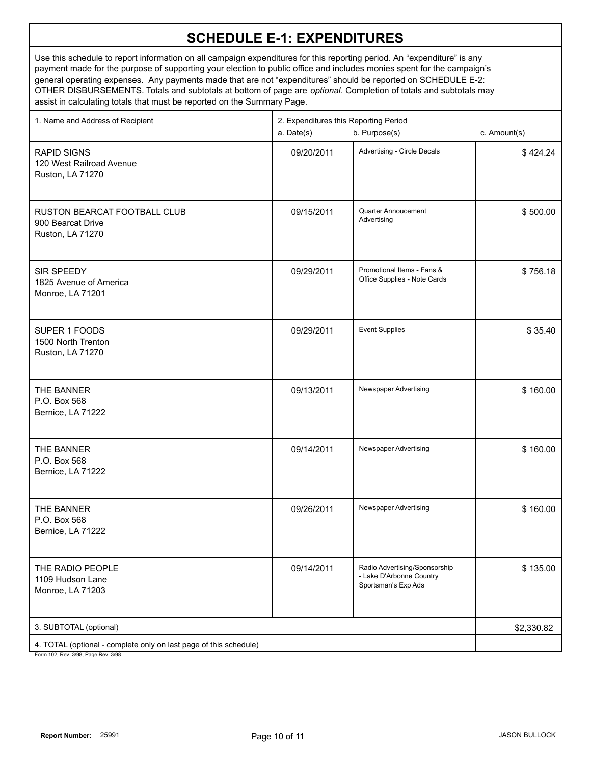# SCHEDULE E-1: EXPENDITURES

Use this schedule to report information on all campaign expenditures for this reporting period. An "expenditure" is any payment made for the purpose of supporting your election to public office and includes monies spent for the campaign's general operating expenses. Any payments made that are not "expenditures" should be reported on SCHEDULE E-2: OTHER DISBURSEMENTS. Totals and subtotals at bottom of page are *optional*. Completion of totals and subtotals may assist in calculating totals that must be reported on the Summary Page.

| 1. Name and Address of Recipient | 2. Expenditures this Reporting Period a. Date(s) | b. Purpose(s) | c. Amount(s) |
|---|---|---|---|
| RAPID SIGNS<br>120 West Railroad Avenue<br>Ruston, LA 71270 | 09/20/2011 | Advertising - Circle Decals | $ 424.24 |
| RUSTON BEARCAT FOOTBALL CLUB<br>900 Bearcat Drive<br>Ruston, LA 71270 | 09/15/2011 | Quarter Annoucement Advertising | $ 500.00 |
| SIR SPEEDY<br>1825 Avenue of America<br>Monroe, LA 71201 | 09/29/2011 | Promotional Items - Fans & Office Supplies - Note Cards | $ 756.18 |
| SUPER 1 FOODS<br>1500 North Trenton<br>Ruston, LA 71270 | 09/29/2011 | Event Supplies | $ 35.40 |
| THE BANNER<br>P.O. Box 568<br>Bernice, LA 71222 | 09/13/2011 | Newspaper Advertising | $ 160.00 |
| THE BANNER<br>P.O. Box 568<br>Bernice, LA 71222 | 09/14/2011 | Newspaper Advertising | $ 160.00 |
| THE BANNER<br>P.O. Box 568<br>Bernice, LA 71222 | 09/26/2011 | Newspaper Advertising | $ 160.00 |
| THE RADIO PEOPLE<br>1109 Hudson Lane<br>Monroe, LA 71203 | 09/14/2011 | Radio Advertising/Sponsorship - Lake D'Arbonne Country Sportsman's Exp Ads | $ 135.00 |
| 3. SUBTOTAL (optional) | | | $2,330.82 |
| 4. TOTAL (optional - complete only on last page of this schedule) | | | |

Form 102, Rev. 3/98, Page Rev. 3/98

Report Number: 25991

JASON BULLOCK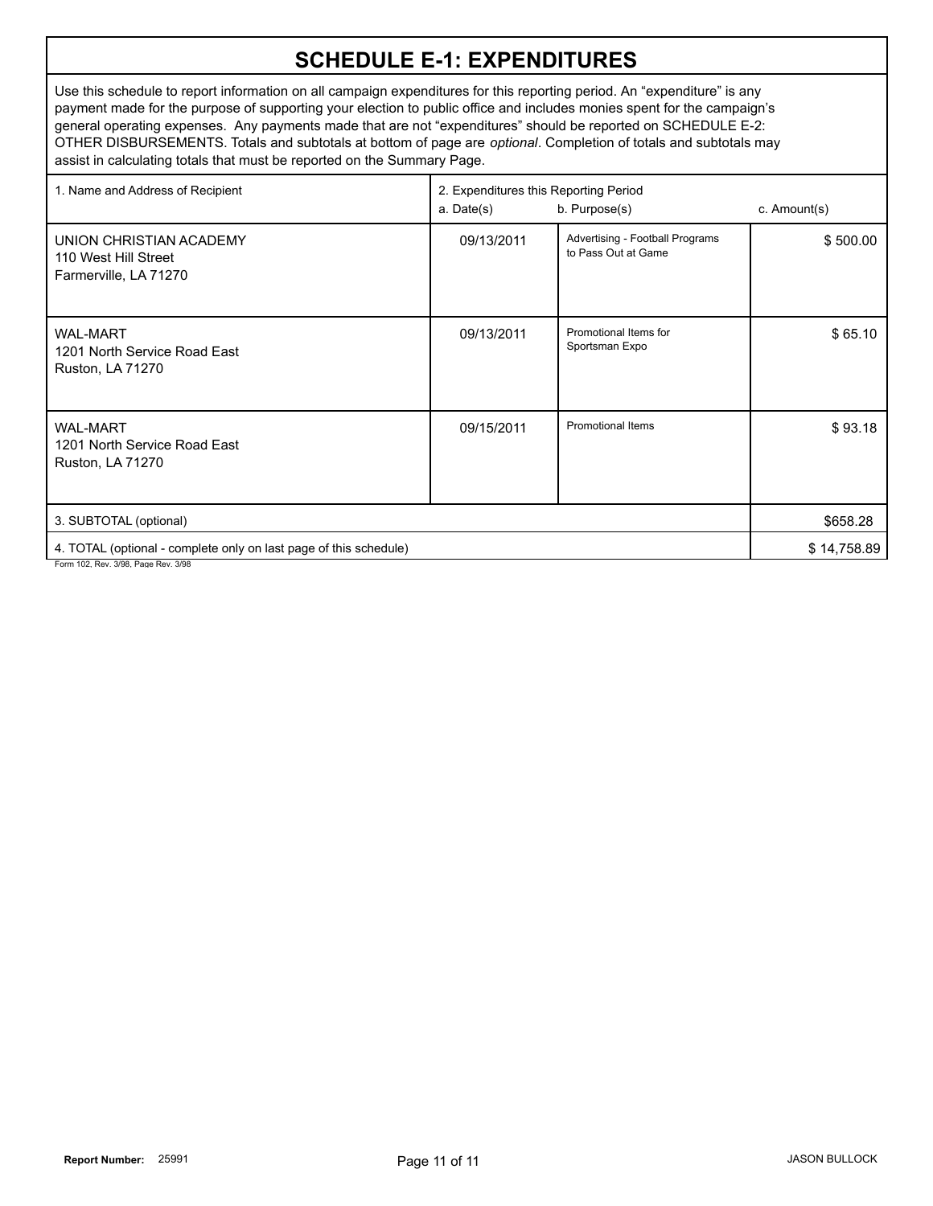# SCHEDULE E-1: EXPENDITURES

Use this schedule to report information on all campaign expenditures for this reporting period. An "expenditure" is any payment made for the purpose of supporting your election to public office and includes monies spent for the campaign's general operating expenses. Any payments made that are not "expenditures" should be reported on SCHEDULE E-2: OTHER DISBURSEMENTS. Totals and subtotals at bottom of page are *optional*. Completion of totals and subtotals may assist in calculating totals that must be reported on the Summary Page.

| 1. Name and Address of Recipient | 2. Expenditures this Reporting Period a. Date(s) | b. Purpose(s) | c. Amount(s) |
|---|---|---|---|
| UNION CHRISTIAN ACADEMY<br>110 West Hill Street<br>Farmerville, LA 71270 | 09/13/2011 | Advertising - Football Programs to Pass Out at Game | $ 500.00 |
| WAL-MART<br>1201 North Service Road East<br>Ruston, LA 71270 | 09/13/2011 | Promotional Items for Sportsman Expo | $ 65.10 |
| WAL-MART<br>1201 North Service Road East<br>Ruston, LA 71270 | 09/15/2011 | Promotional Items | $ 93.18 |
| 3. SUBTOTAL (optional) | | | $658.28 |
| 4. TOTAL (optional - complete only on last page of this schedule) | | | $ 14,758.89 |

Form 102, Rev. 3/98, Page Rev. 3/98

**Report Number:** 25991

JASON BULLOCK